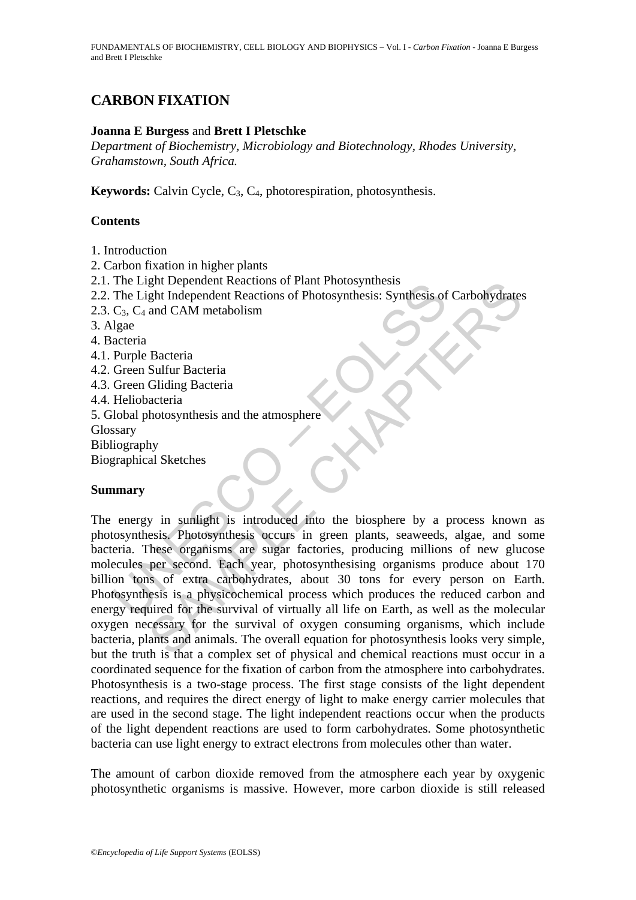# CARBON FIXATION

**Joanna E Burgess** and **Brett I Pletschke**

*Department of Biochemistry, Microbiology and Biotechnology, Rhodes University, Grahamstown, South Africa.*

**Keywords:** Calvin Cycle, $C_3$, $C_4$, photorespiration, photosynthesis.

## Contents

1. Introduction
2. Carbon fixation in higher plants
2.1. The Light Dependent Reactions of Plant Photosynthesis
2.2. The Light Independent Reactions of Photosynthesis: Synthesis of Carbohydrates
2.3. $C_3$, $C_4$ and CAM metabolism
3. Algae
4. Bacteria
4.1. Purple Bacteria
4.2. Green Sulfur Bacteria
4.3. Green Gliding Bacteria
4.4. Heliobacteria
5. Global photosynthesis and the atmosphere

Glossary
Bibliography
Biographical Sketches

## Summary

The energy in sunlight is introduced into the biosphere by a process known as photosynthesis. Photosynthesis occurs in green plants, seaweeds, algae, and some bacteria. These organisms are sugar factories, producing millions of new glucose molecules per second. Each year, photosynthesising organisms produce about 170 billion tons of extra carbohydrates, about 30 tons for every person on Earth. Photosynthesis is a physicochemical process which produces the reduced carbon and energy required for the survival of virtually all life on Earth, as well as the molecular oxygen necessary for the survival of oxygen consuming organisms, which include bacteria, plants and animals. The overall equation for photosynthesis looks very simple, but the truth is that a complex set of physical and chemical reactions must occur in a coordinated sequence for the fixation of carbon from the atmosphere into carbohydrates. Photosynthesis is a two-stage process. The first stage consists of the light dependent reactions, and requires the direct energy of light to make energy carrier molecules that are used in the second stage. The light independent reactions occur when the products of the light dependent reactions are used to form carbohydrates. Some photosynthetic bacteria can use light energy to extract electrons from molecules other than water.

The amount of carbon dioxide removed from the atmosphere each year by oxygenic photosynthetic organisms is massive. However, more carbon dioxide is still released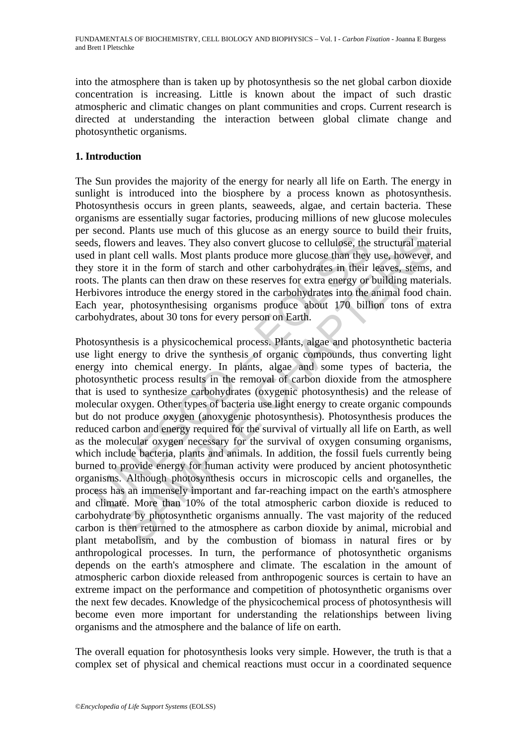into the atmosphere than is taken up by photosynthesis so the net global carbon dioxide concentration is increasing. Little is known about the impact of such drastic atmospheric and climatic changes on plant communities and crops. Current research is directed at understanding the interaction between global climate change and photosynthetic organisms.

## 1. Introduction

The Sun provides the majority of the energy for nearly all life on Earth. The energy in sunlight is introduced into the biosphere by a process known as photosynthesis. Photosynthesis occurs in green plants, seaweeds, algae, and certain bacteria. These organisms are essentially sugar factories, producing millions of new glucose molecules per second. Plants use much of this glucose as an energy source to build their fruits, seeds, flowers and leaves. They also convert glucose to cellulose, the structural material used in plant cell walls. Most plants produce more glucose than they use, however, and they store it in the form of starch and other carbohydrates in their leaves, stems, and roots. The plants can then draw on these reserves for extra energy or building materials. Herbivores introduce the energy stored in the carbohydrates into the animal food chain. Each year, photosynthesising organisms produce about 170 billion tons of extra carbohydrates, about 30 tons for every person on Earth.

Photosynthesis is a physicochemical process. Plants, algae and photosynthetic bacteria use light energy to drive the synthesis of organic compounds, thus converting light energy into chemical energy. In plants, algae and some types of bacteria, the photosynthetic process results in the removal of carbon dioxide from the atmosphere that is used to synthesize carbohydrates (oxygenic photosynthesis) and the release of molecular oxygen. Other types of bacteria use light energy to create organic compounds but do not produce oxygen (anoxygenic photosynthesis). Photosynthesis produces the reduced carbon and energy required for the survival of virtually all life on Earth, as well as the molecular oxygen necessary for the survival of oxygen consuming organisms, which include bacteria, plants and animals. In addition, the fossil fuels currently being burned to provide energy for human activity were produced by ancient photosynthetic organisms. Although photosynthesis occurs in microscopic cells and organelles, the process has an immensely important and far-reaching impact on the earth's atmosphere and climate. More than 10% of the total atmospheric carbon dioxide is reduced to carbohydrate by photosynthetic organisms annually. The vast majority of the reduced carbon is then returned to the atmosphere as carbon dioxide by animal, microbial and plant metabolism, and by the combustion of biomass in natural fires or by anthropological processes. In turn, the performance of photosynthetic organisms depends on the earth's atmosphere and climate. The escalation in the amount of atmospheric carbon dioxide released from anthropogenic sources is certain to have an extreme impact on the performance and competition of photosynthetic organisms over the next few decades. Knowledge of the physicochemical process of photosynthesis will become even more important for understanding the relationships between living organisms and the atmosphere and the balance of life on earth.

The overall equation for photosynthesis looks very simple. However, the truth is that a complex set of physical and chemical reactions must occur in a coordinated sequence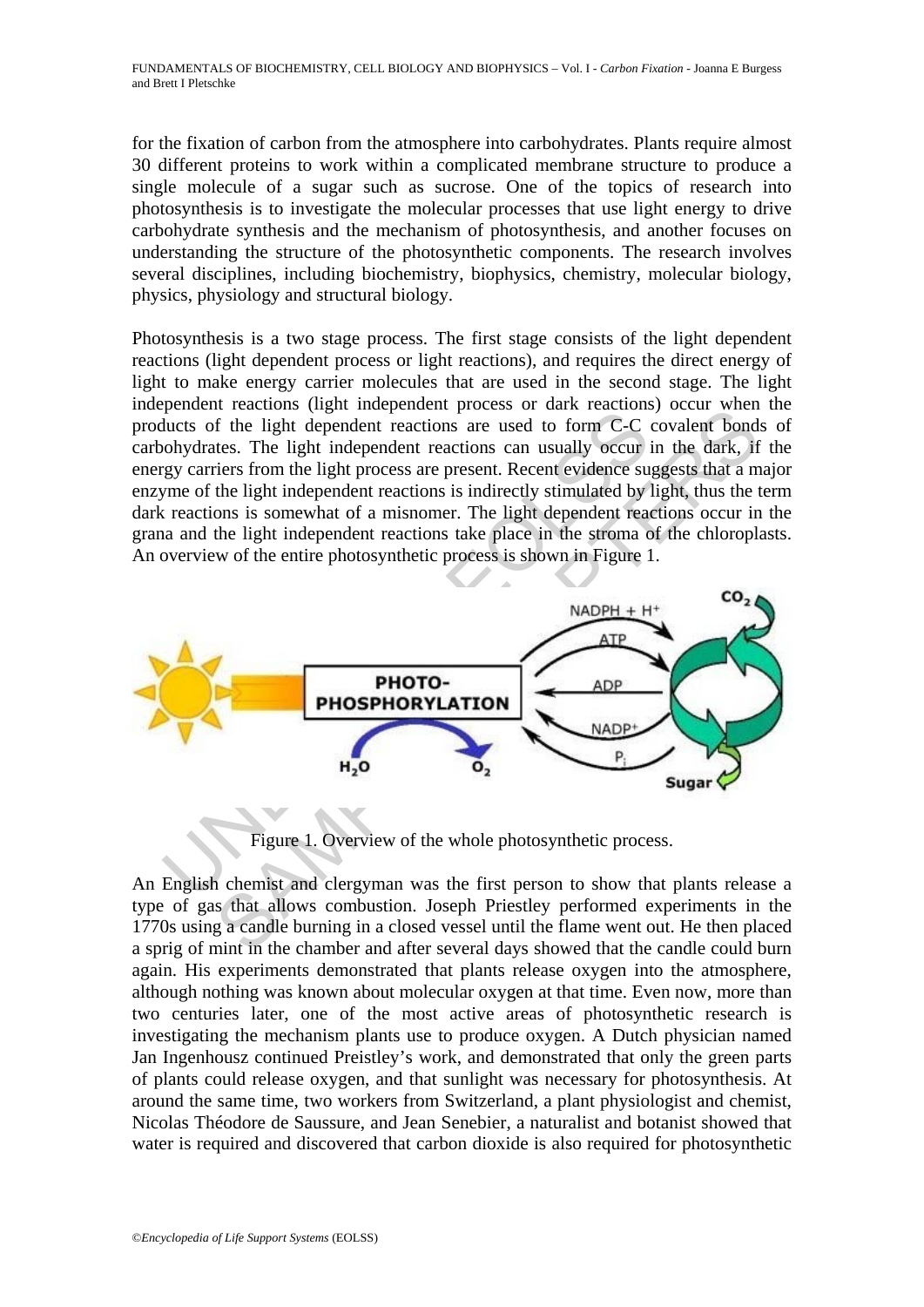for the fixation of carbon from the atmosphere into carbohydrates. Plants require almost 30 different proteins to work within a complicated membrane structure to produce a single molecule of a sugar such as sucrose. One of the topics of research into photosynthesis is to investigate the molecular processes that use light energy to drive carbohydrate synthesis and the mechanism of photosynthesis, and another focuses on understanding the structure of the photosynthetic components. The research involves several disciplines, including biochemistry, biophysics, chemistry, molecular biology, physics, physiology and structural biology.

Photosynthesis is a two stage process. The first stage consists of the light dependent reactions (light dependent process or light reactions), and requires the direct energy of light to make energy carrier molecules that are used in the second stage. The light independent reactions (light independent process or dark reactions) occur when the products of the light dependent reactions are used to form C-C covalent bonds of carbohydrates. The light independent reactions can usually occur in the dark, if the energy carriers from the light process are present. Recent evidence suggests that a major enzyme of the light independent reactions is indirectly stimulated by light, thus the term dark reactions is somewhat of a misnomer. The light dependent reactions occur in the grana and the light independent reactions take place in the stroma of the chloroplasts. An overview of the entire photosynthetic process is shown in Figure 1.

Figure 1. Overview of the whole photosynthetic process.

An English chemist and clergyman was the first person to show that plants release a type of gas that allows combustion. Joseph Priestley performed experiments in the 1770s using a cadle burning in a closed vessel until the flame went out. He then placed a sprig of mint in the chamber and after several days showed that the candle could burn again. His experiments demonstrated that plants release oxygen into the atmosphere, although nothing was known about molecular oxygen at that time. Even now, more than two centuries later, one of the most active areas of photosynthetic research is investigating the mechanism plants use to produce oxygen. A Dutch physician named Jan Ingenhousz continued Preistley's work, and demonstrated that only the green parts of plants could release oxygen, and that sunlight was necessary for photosynthesis. At around the same time, two workers from Switzerland, a plant physiologist and chemist, Nicolas Théodore de Saussure, and Jean Senebier, a naturalist and botanist showed that water is required and discovered that carbon dioxide is also required for photosynthetic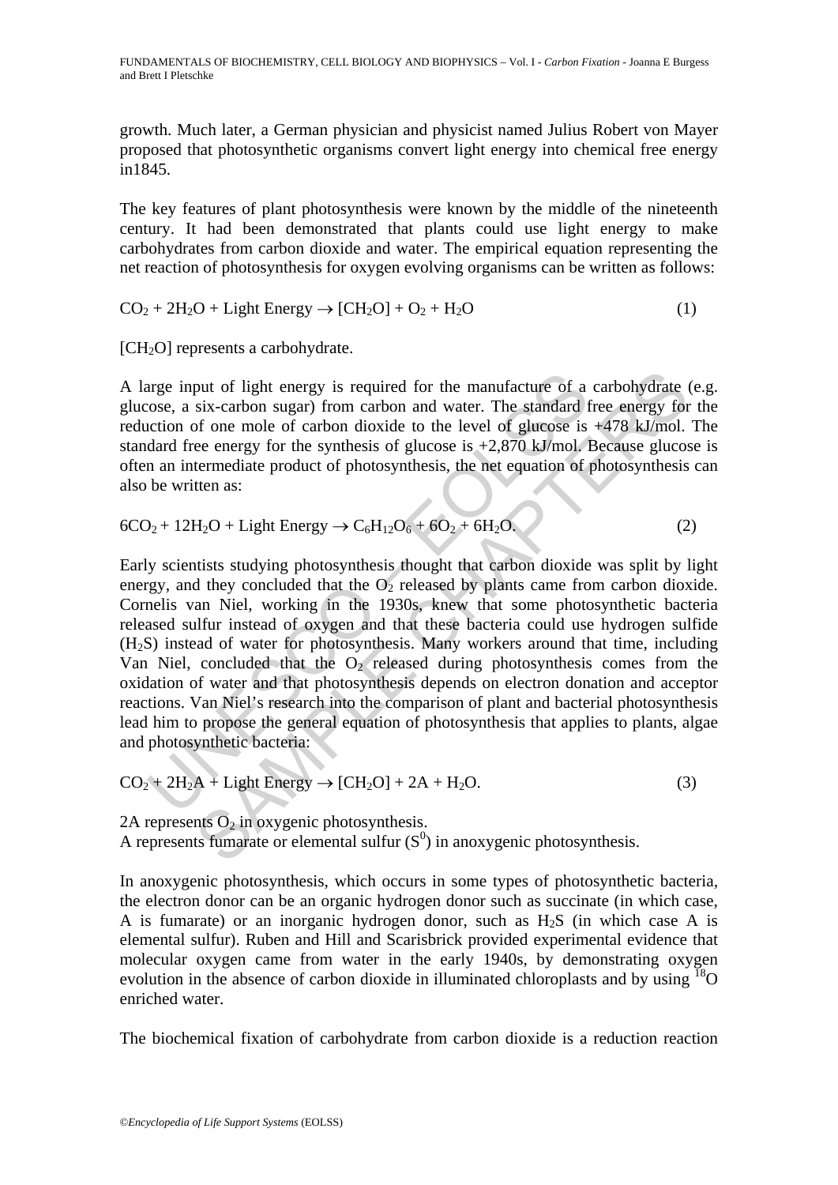growth. Much later, a German physician and physicist named Julius Robert von Mayer proposed that photosynthetic organisms convert light energy into chemical free energy in1845.

The key features of plant photosynthesis were known by the middle of the nineteenth century. It had been demonstrated that plants could use light energy to make carbohydrates from carbon dioxide and water. The empirical equation representing the net reaction of photosynthesis for oxygen evolving organisms can be written as follows:

$$CO_2 + 2H_2O + \text{Light Energy} \rightarrow [CH_2O] + O_2 + H_2O \quad (1)$$

$[CH_2O]$ represents a carbohydrate.

A large input of light energy is required for the manufacture of a carbohydrate (e.g. glucose, a six-carbon sugar) from carbon and water. The standard free energy for the reduction of one mole of carbon dioxide to the level of glucose is +478 kJ/mol. The standard free energy for the synthesis of glucose is +2,870 kJ/mol. Because glucose is often an intermediate product of photosynthesis, the net equation of photosynthesis can also be written as:

$$6CO_2 + 12H_2O + \text{Light Energy} \rightarrow C_6H_{12}O_6 + 6O_2 + 6H_2O. \quad (2)$$

Early scientists studying photosynthesis thought that carbon dioxide was split by light energy, and they concluded that the $O_2$ released by plants came from carbon dioxide. Cornelis van Niel, working in the 1930s, knew that some photosynthetic bacteria released sulfur instead of oxygen and that these bacteria could use hydrogen sulfide ($H_2S$) instead of water for photosynthesis. Many workers around that time, including Van Niel, concluded that the $O_2$ released during photosynthesis comes from the oxidation of water and that photosynthesis depends on electron donation and acceptor reactions. Van Niel's research into the comparison of plant and bacterial photosynthesis lead him to propose the general equation of photosynthesis that applies to plants, algae and photosynthetic bacteria:

$$CO_2 + 2H_2A + \text{Light Energy} \rightarrow [CH_2O] + 2A + H_2O. \quad (3)$$

2A represents $O_2$ in oxygenic photosynthesis.
A represents fumarate or elemental sulfur ($S^0$) in anoxygenic photosynthesis.

In anoxygenic photosynthesis, which occurs in some types of photosynthetic bacteria, the electron donor can be an organic hydrogen donor such as succinate (in which case, A is fumarate) or an inorganic hydrogen donor, such as $H_2S$ (in which case A is elemental sulfur). Ruben and Hill and Scarisbrick provided experimental evidence that molecular oxygen came from water in the early 1940s, by demonstrating oxygen evolution in the absence of carbon dioxide in illuminated chloroplasts and by using $^{18}O$ enriched water.

The biochemical fixation of carbohydrate from carbon dioxide is a reduction reaction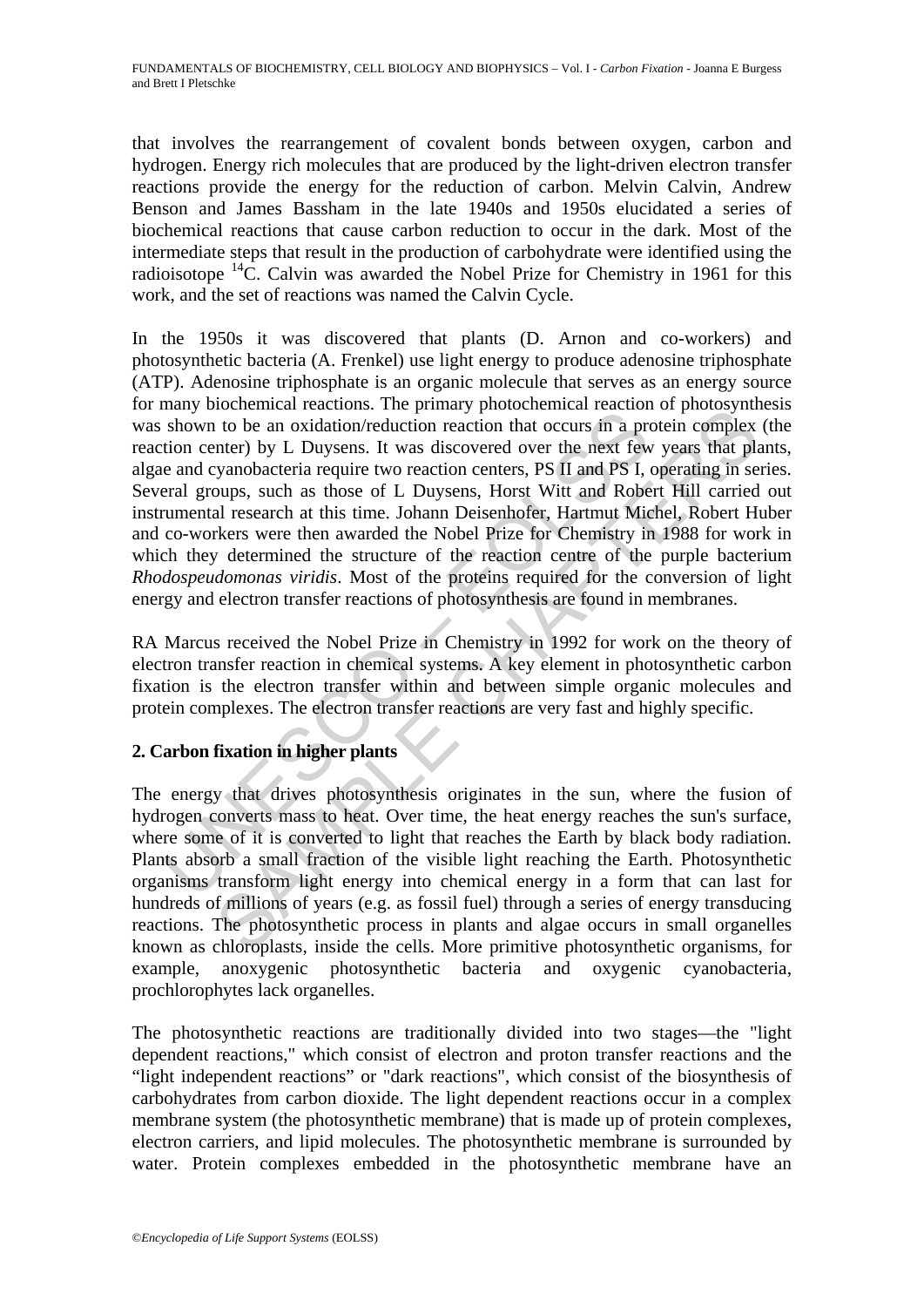that involves the rearrangement of covalent bonds between oxygen, carbon and hydrogen. Energy rich molecules that are produced by the light-driven electron transfer reactions provide the energy for the reduction of carbon. Melvin Calvin, Andrew Benson and James Bassham in the late 1940s and 1950s elucidated a series of biochemical reactions that cause carbon reduction to occur in the dark. Most of the intermediate steps that result in the production of carbohydrate were identified using the radioisotope $^{14}C$. Calvin was awarded the Nobel Prize for Chemistry in 1961 for this work, and the set of reactions was named the Calvin Cycle.

In the 1950s it was discovered that plants (D. Arnon and co-workers) and photosynthetic bacteria (A. Frenkel) use light energy to produce adenosine triphosphate (ATP). Adenosine triphosphate is an organic molecule that serves as an energy source for many biochemical reactions. The primary photochemical reaction of photosynthesis was shown to be an oxidation/reduction reaction that occurs in a protein complex (the reaction center) by L Duysens. It was discovered over the next few years that plants, algae and cyanobacteria require two reaction centers, PS II and PS I, operating in series. Several groups, such as those of L Duysens, Horst Witt and Robert Hill carried out instrumental research at this time. Johann Deisenhofer, Hartmut Michel, Robert Huber and co-workers were then awarded the Nobel Prize for Chemistry in 1988 for work in which they determined the structure of the reaction centre of the purple bacterium *Rhodospeudomonas viridis*. Most of the proteins required for the conversion of light energy and electron transfer reactions of photosynthesis are found in membranes.

RA Marcus received the Nobel Prize in Chemistry in 1992 for work on the theory of electron transfer reaction in chemical systems. A key element in photosynthetic carbon fixation is the electron transfer within and between simple organic molecules and protein complexes. The electron transfer reactions are very fast and highly specific.

## 2. Carbon fixation in higher plants

The energy that drives photosynthesis originates in the sun, where the fusion of hydrogen converts mass to heat. Over time, the heat energy reaches the sun's surface, where some of it is converted to light that reaches the Earth by black body radiation. Plants absorb a small fraction of the visible light reaching the Earth. Photosynthetic organisms transform light energy into chemical energy in a form that can last for hundreds of millions of years (e.g. as fossil fuel) through a series of energy transducing reactions. The photosynthetic process in plants and algae occurs in small organelles known as chloroplasts, inside the cells. More primitive photosynthetic organisms, for example, anoxygenic photosynthetic bacteria and oxygenic cyanobacteria, prochlorophytes lack organelles.

The photosynthetic reactions are traditionally divided into two stages—the "light dependent reactions," which consist of electron and proton transfer reactions and the "light independent reactions" or "dark reactions", which consist of the biosynthesis of carbohydrates from carbon dioxide. The light dependent reactions occur in a complex membrane system (the photosynthetic membrane) that is made up of protein complexes, electron carriers, and lipid molecules. The photosynthetic membrane is surrounded by water. Protein complexes embedded in the photosynthetic membrane have an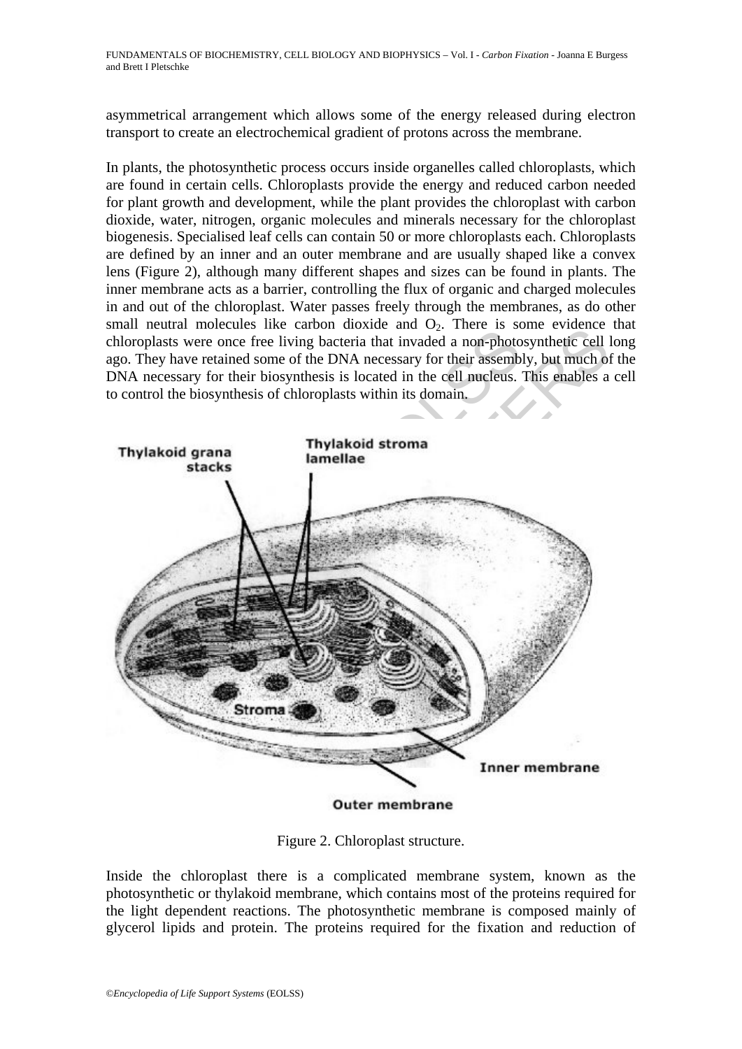asymmetrical arrangement which allows some of the energy released during electron transport to create an electrochemical gradient of protons across the membrane.

In plants, the photosynthetic process occurs inside organelles called chloroplasts, which are found in certain cells. Chloroplasts provide the energy and reduced carbon needed for plant growth and development, while the plant provides the chloroplast with carbon dioxide, water, nitrogen, organic molecules and minerals necessary for the chloroplast biogenesis. Specialised leaf cells can contain 50 or more chloroplasts each. Chloroplasts are defined by an inner and an outer membrane and are usually shaped like a convex lens (Figure 2), although many different shapes and sizes can be found in plants. The inner membrane acts as a barrier, controlling the flux of organic and charged molecules in and out of the chloroplast. Water passes freely through the membranes, as do other small neutral molecules like carbon dioxide and $O_2$. There is some evidence that chloroplasts were once free living bacteria that invaded a non-photosynthetic cell long ago. They have retained some of the DNA necessary for their assembly, but much of the DNA necessary for their biosynthesis is located in the cell nucleus. This enables a cell to control the biosynthesis of chloroplasts within its domain.

Thylakoid grana stacks

Thylakoid stroma lamellae

Stroma

Inner membrane

Outer membrane

Figure 2. Chloroplast structure.

Inside the chloroplast there is a complicated membrane system, known as the photosynthetic or thylakoid membrane, which contains most of the proteins required for the light dependent reactions. The photosynthetic membrane is composed mainly of glycerol lipids and protein. The proteins required for the fixation and reduction of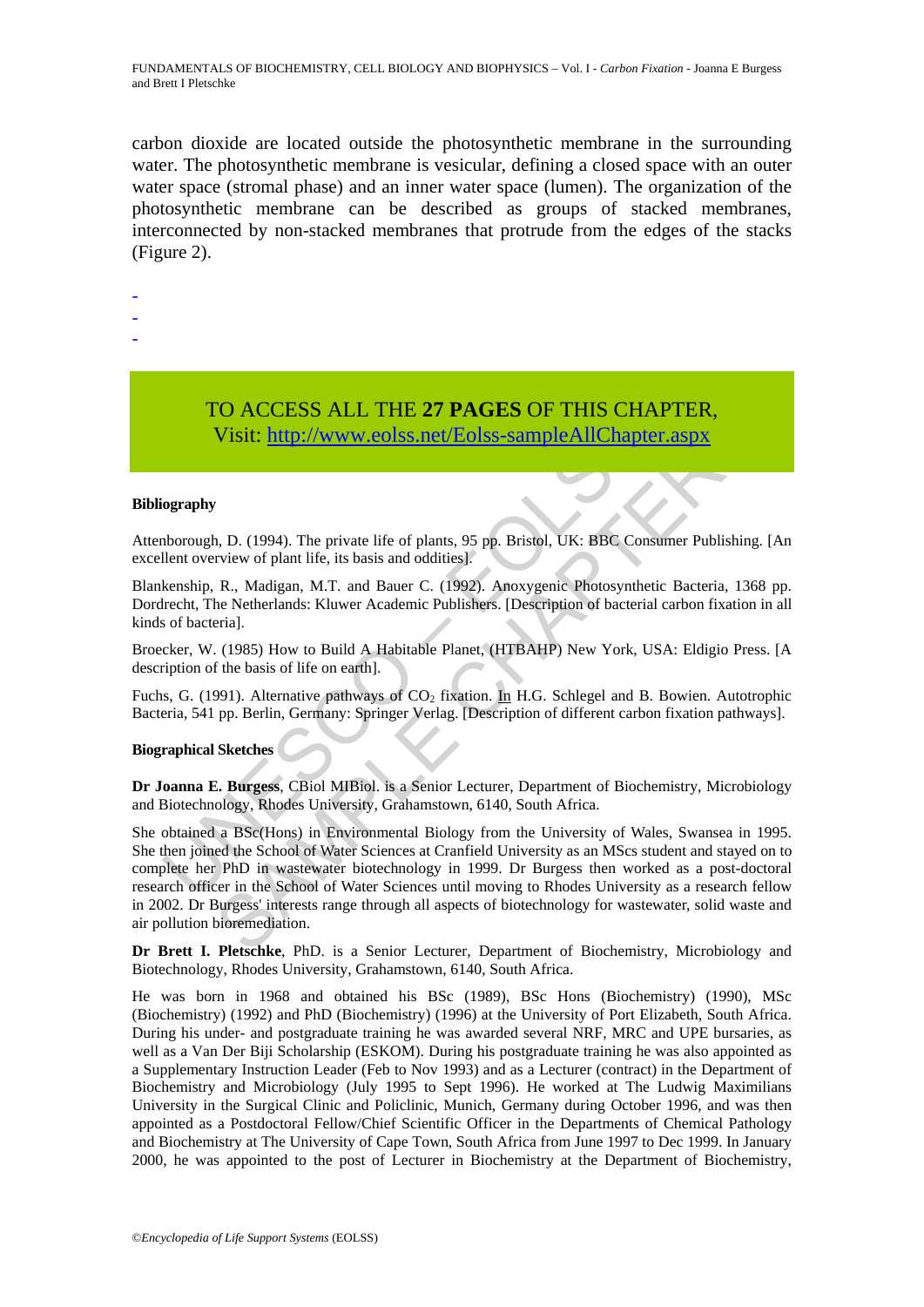carbon dioxide are located outside the photosynthetic membrane in the surrounding water. The photosynthetic membrane is vesicular, defining a closed space with an outer water space (stromal phase) and an inner water space (lumen). The organization of the photosynthetic membrane can be described as groups of stacked membranes, interconnected by non-stacked membranes that protrude from the edges of the stacks (Figure 2).

-
-
-

TO ACCESS ALL THE **27 PAGES** OF THIS CHAPTER,
Visit: http://www.eolss.net/Eolss-sampleAllChapter.aspx

**Bibliography**

Attenborough, D. (1994). The private life of plants, 95 pp. Bristol, UK: BBC Consumer Publishing. [An excellent overview of plant life, its basis and oddities].

Blankenship, R., Madigan, M.T. and Bauer C. (1992). Anoxygenic Photosynthetic Bacteria, 1368 pp. Dordrecht, The Netherlands: Kluwer Academic Publishers. [Description of bacterial carbon fixation in all kinds of bacteria].

Broecker, W. (1985) How to Build A Habitable Planet, (HTBAHP) New York, USA: Eldigio Press. [A description of the basis of life on earth].

Fuchs, G. (1991). Alternative pathways of $CO_2$ fixation. In H.G. Schlegel and B. Bowien. Autotrophic Bacteria, 541 pp. Berlin, Germany: Springer Verlag. [Description of different carbon fixation pathways].

**Biographical Sketches**

**Dr Joanna E. Burgess**, CBiol MIBiol. is a Senior Lecturer, Department of Biochemistry, Microbiology and Biotechnology, Rhodes University, Grahamstown, 6140, South Africa.

She obtained a BSc(Hons) in Environmental Biology from the University of Wales, Swansea in 1995. She then joined the School of Water Sciences at Cranfield University as an MScs student and stayed on to complete her PhD in wastewater biotechnology in 1999. Dr Burgess then worked as a post-doctoral research officer in the School of Water Sciences until moving to Rhodes University as a research fellow in 2002. Dr Burgess' interests range through all aspects of biotechnology for wastewater, solid waste and air pollution bioremediation.

**Dr Brett I. Pletschke**, PhD. is a Senior Lecturer, Department of Biochemistry, Microbiology and Biotechnology, Rhodes University, Grahamstown, 6140, South Africa.

He was born in 1968 and obtained his BSc (1989), BSc Hons (Biochemistry) (1990), MSc (Biochemistry) (1992) and PhD (Biochemistry) (1996) at the University of Port Elizabeth, South Africa. During his under- and postgraduate training he was awarded several NRF, MRC and UPE bursaries, as well as a Van Der Biji Scholarship (ESKOM). During his postgraduate training he was also appointed as a Supplementary Instruction Leader (Feb to Nov 1993) and as a Lecturer (contract) in the Department of Biochemistry and Microbiology (July 1995 to Sept 1996). He worked at The Ludwig Maximilians University in the Surgical Clinic and Policlinic, Munich, Germany during October 1996, and was then appointed as a Postdoctoral Fellow/Chief Scientific Officer in the Departments of Chemical Pathology and Biochemistry at The University of Cape Town, South Africa from June 1997 to Dec 1999. In January 2000, he was appointed to the post of Lecturer in Biochemistry at the Department of Biochemistry,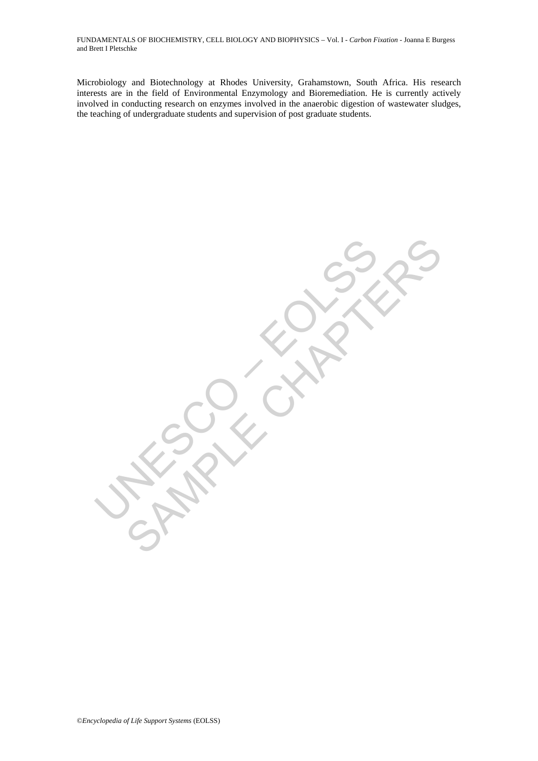Microbiology and Biotechnology at Rhodes University, Grahamstown, South Africa. His research interests are in the field of Environmental Enzymology and Bioremediation. He is currently actively involved in conducting research on enzymes involved in the anaerobic digestion of wastewater sludges, the teaching of undergraduate students and supervision of post graduate students.